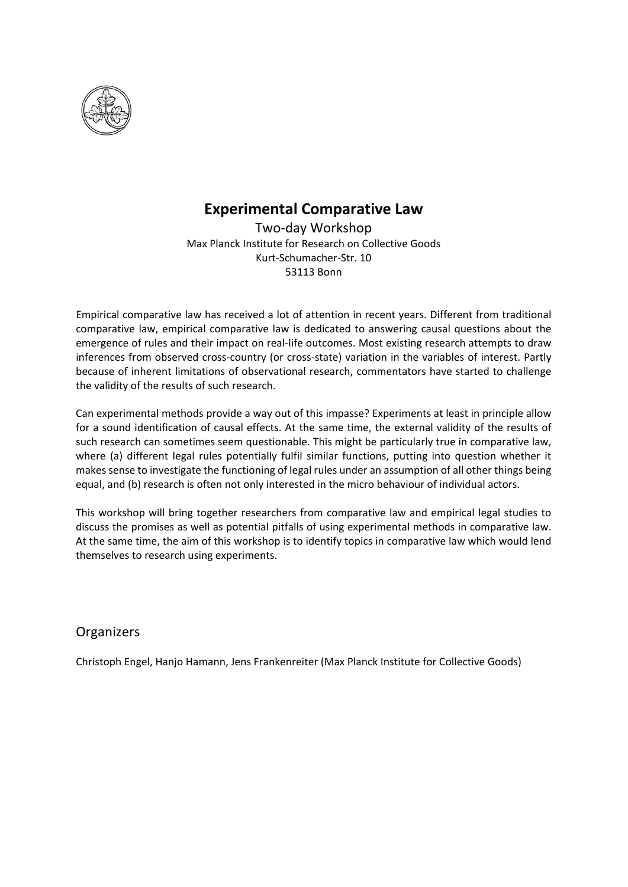# Experimental Comparative Law

Two-day Workshop

Max Planck Institute for Research on Collective Goods
Kurt-Schumacher-Str. 10
53113 Bonn

Empirical comparative law has received a lot of attention in recent years. Different from traditional comparative law, empirical comparative law is dedicated to answering causal questions about the emergence of rules and their impact on real-life outcomes. Most existing research attempts to draw inferences from observed cross-country (or cross-state) variation in the variables of interest. Partly because of inherent limitations of observational research, commentators have started to challenge the validity of the results of such research.

Can experimental methods provide a way out of this impasse? Experiments at least in principle allow for a sound identification of causal effects. At the same time, the external validity of the results of such research can sometimes seem questionable. This might be particularly true in comparative law, where (a) different legal rules potentially fulfil similar functions, putting into question whether it makes sense to investigate the functioning of legal rules under an assumption of all other things being equal, and (b) research is often not only interested in the micro behaviour of individual actors.

This workshop will bring together researchers from comparative law and empirical legal studies to discuss the promises as well as potential pitfalls of using experimental methods in comparative law. At the same time, the aim of this workshop is to identify topics in comparative law which would lend themselves to research using experiments.

## Organizers

Christoph Engel, Hanjo Hamann, Jens Frankenreiter (Max Planck Institute for Collective Goods)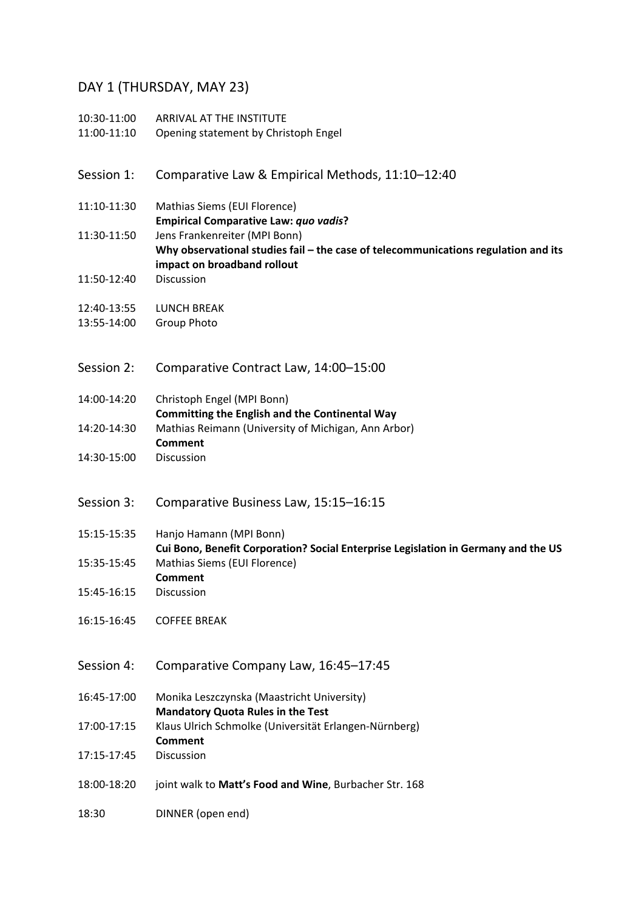## DAY 1 (THURSDAY, MAY 23)

10:30-11:00 ARRIVAL AT THE INSTITUTE
11:00-11:10 Opening statement by Christoph Engel

### Session 1: Comparative Law & Empirical Methods, 11:10–12:40

11:10-11:30 Mathias Siems (EUI Florence)
**Empirical Comparative Law: *quo vadis*?**

11:30-11:50 Jens Frankenreiter (MPI Bonn)
**Why observational studies fail – the case of telecommunications regulation and its impact on broadband rollout**

11:50-12:40 Discussion

12:40-13:55 LUNCH BREAK
13:55-14:00 Group Photo

### Session 2: Comparative Contract Law, 14:00–15:00

14:00-14:20 Christoph Engel (MPI Bonn)
**Committing the English and the Continental Way**

14:20-14:30 Mathias Reimann (University of Michigan, Ann Arbor)
**Comment**

14:30-15:00 Discussion

### Session 3: Comparative Business Law, 15:15–16:15

15:15-15:35 Hanjo Hamann (MPI Bonn)
**Cui Bono, Benefit Corporation? Social Enterprise Legislation in Germany and the US**

15:35-15:45 Mathias Siems (EUI Florence)
**Comment**

15:45-16:15 Discussion

16:15-16:45 COFFEE BREAK

### Session 4: Comparative Company Law, 16:45–17:45

16:45-17:00 Monika Leszczynska (Maastricht University)
**Mandatory Quota Rules in the Test**

17:00-17:15 Klaus Ulrich Schmolke (Universität Erlangen-Nürnberg)
**Comment**

17:15-17:45 Discussion

18:00-18:20 joint walk to **Matt's Food and Wine**, Burbacher Str. 168

18:30 DINNER (open end)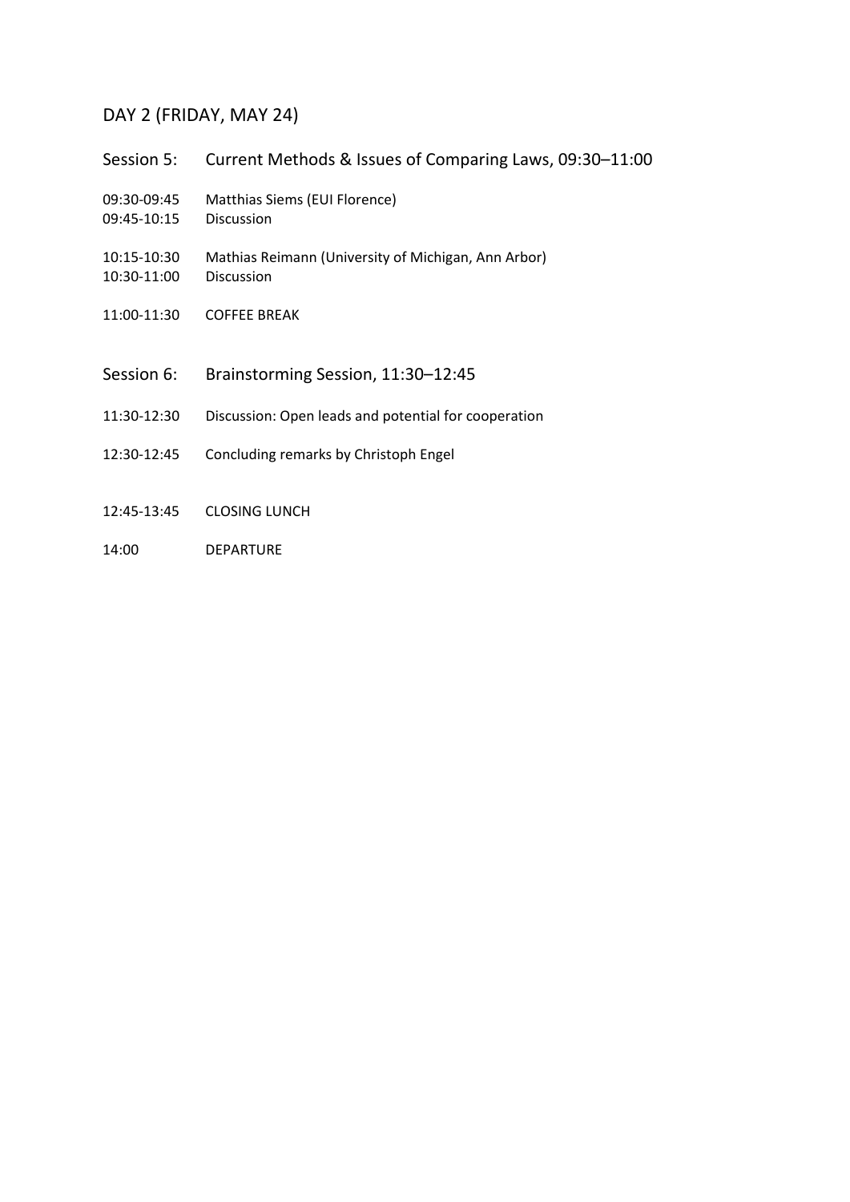## DAY 2 (FRIDAY, MAY 24)

### Session 5: Current Methods & Issues of Comparing Laws, 09:30–11:00

09:30-09:45 Matthias Siems (EUI Florence)
09:45-10:15 Discussion

10:15-10:30 Mathias Reimann (University of Michigan, Ann Arbor)
10:30-11:00 Discussion

11:00-11:30 COFFEE BREAK

### Session 6: Brainstorming Session, 11:30–12:45

11:30-12:30 Discussion: Open leads and potential for cooperation

12:30-12:45 Concluding remarks by Christoph Engel

12:45-13:45 CLOSING LUNCH

14:00 DEPARTURE